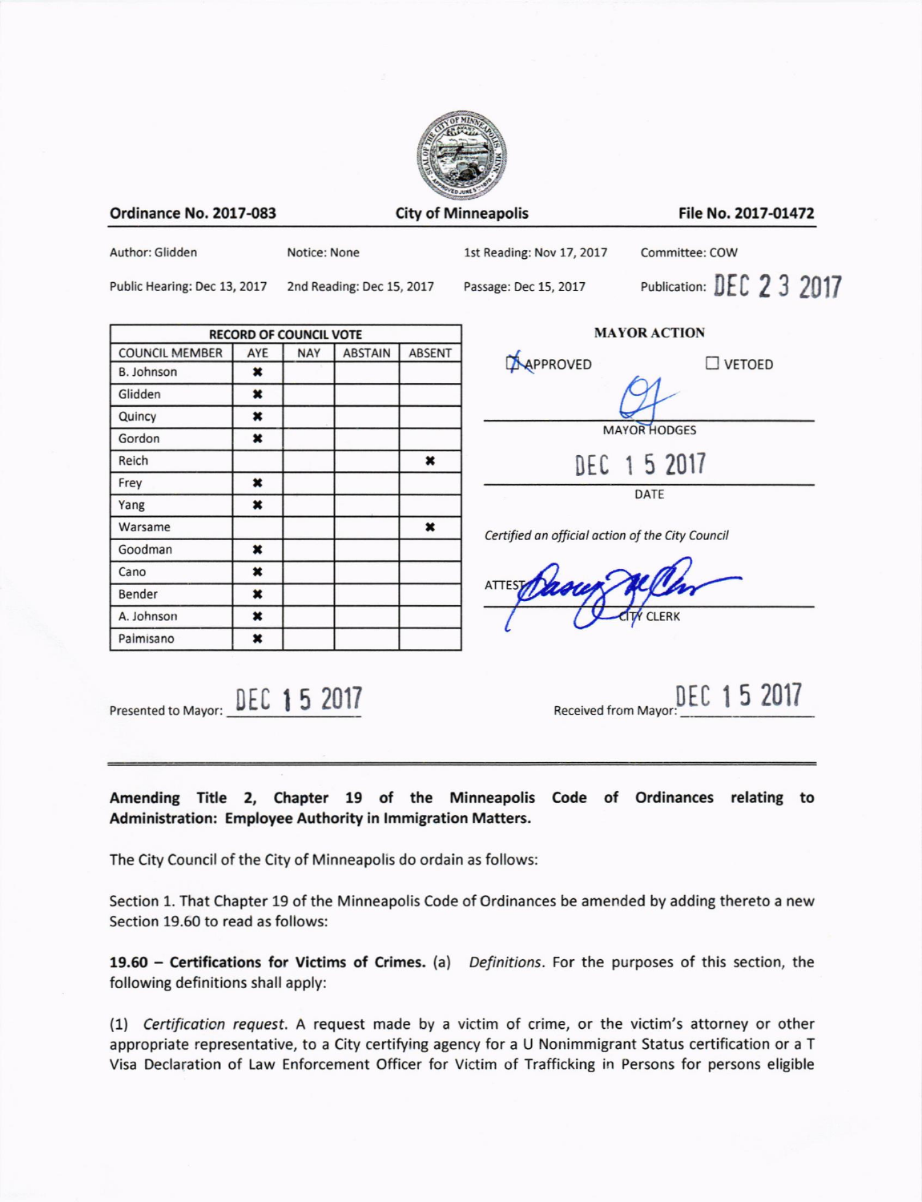**Ordinance No. 2017-083** | **City of Minneapolis** | **File No. 2017-01472**

Author: Glidden | Notice: None | 1st Reading: Nov 17, 2017 | Committee: COW

Public Hearing: Dec 13, 2017 | 2nd Reading: Dec 15, 2017 | Passage: Dec 15, 2017 | Publication: DEC 23 2017

| RECORD OF COUNCIL VOTE | | | | |
|---|---|---|---|---|
| COUNCIL MEMBER | AYE | NAY | ABSTAIN | ABSENT |
| B. Johnson | ✖ | | | |
| Glidden | ✖ | | | |
| Quincy | ✖ | | | |
| Gordon | ✖ | | | |
| Reich | | | | ✖ |
| Frey | ✖ | | | |
| Yang | ✖ | | | |
| Warsame | | | | ✖ |
| Goodman | ✖ | | | |
| Cano | ✖ | | | |
| Bender | ✖ | | | |
| A. Johnson | ✖ | | | |
| Palmisano | ✖ | | | |

**MAYOR ACTION**

☒ APPROVED ☐ VETOED

MAYOR HODGES

DEC 15 2017

DATE

*Certified an official action of the City Council*

ATTEST

CITY CLERK

Presented to Mayor: DEC 15 2017

Received from Mayor: DEC 15 2017

---

**Amending Title 2, Chapter 19 of the Minneapolis Code of Ordinances relating to Administration: Employee Authority in Immigration Matters.**

The City Council of the City of Minneapolis do ordain as follows:

Section 1. That Chapter 19 of the Minneapolis Code of Ordinances be amended by adding thereto a new Section 19.60 to read as follows:

**19.60 – Certifications for Victims of Crimes.** (a) *Definitions*. For the purposes of this section, the following definitions shall apply:

(1) *Certification request*. A request made by a victim of crime, or the victim's attorney or other appropriate representative, to a City certifying agency for a U Nonimmigrant Status certification or a T Visa Declaration of Law Enforcement Officer for Victim of Trafficking in Persons for persons eligible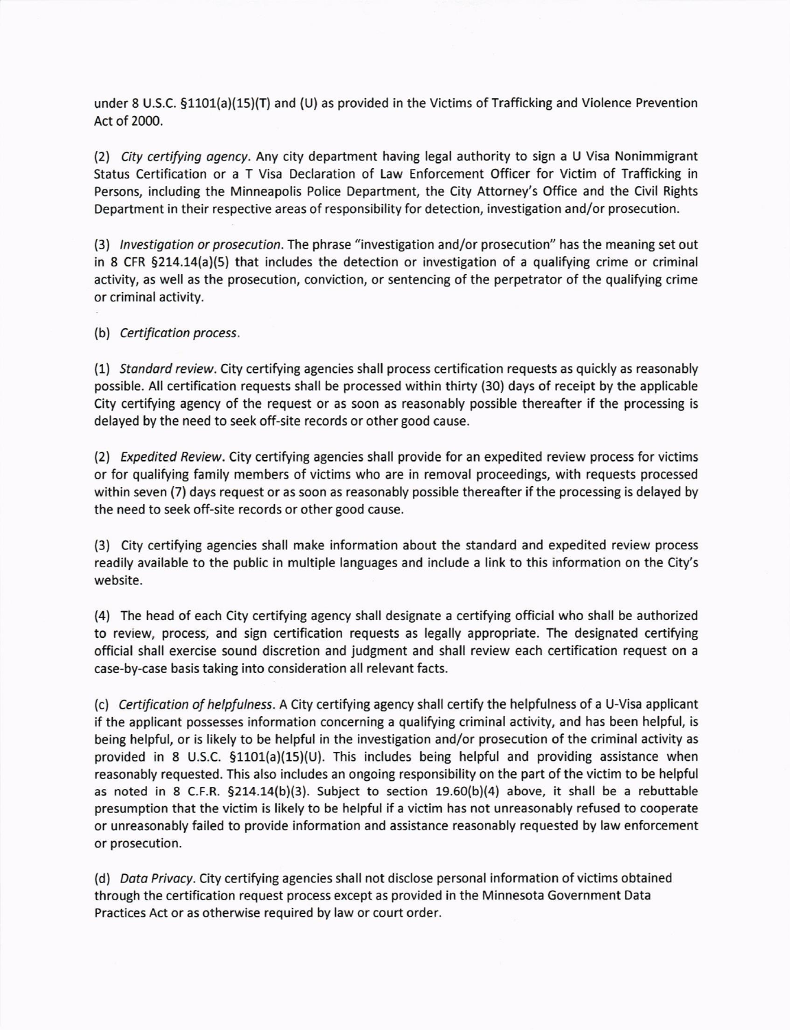under 8 U.S.C. §1101(a)(15)(T) and (U) as provided in the Victims of Trafficking and Violence Prevention Act of 2000.

(2) *City certifying agency*. Any city department having legal authority to sign a U Visa Nonimmigrant Status Certification or a T Visa Declaration of Law Enforcement Officer for Victim of Trafficking in Persons, including the Minneapolis Police Department, the City Attorney's Office and the Civil Rights Department in their respective areas of responsibility for detection, investigation and/or prosecution.

(3) *Investigation or prosecution*. The phrase "investigation and/or prosecution" has the meaning set out in 8 CFR §214.14(a)(5) that includes the detection or investigation of a qualifying crime or criminal activity, as well as the prosecution, conviction, or sentencing of the perpetrator of the qualifying crime or criminal activity.

(b) *Certification process*.

(1) *Standard review*. City certifying agencies shall process certification requests as quickly as reasonably possible. All certification requests shall be processed within thirty (30) days of receipt by the applicable City certifying agency of the request or as soon as reasonably possible thereafter if the processing is delayed by the need to seek off-site records or other good cause.

(2) *Expedited Review*. City certifying agencies shall provide for an expedited review process for victims or for qualifying family members of victims who are in removal proceedings, with requests processed within seven (7) days request or as soon as reasonably possible thereafter if the processing is delayed by the need to seek off-site records or other good cause.

(3) City certifying agencies shall make information about the standard and expedited review process readily available to the public in multiple languages and include a link to this information on the City's website.

(4) The head of each City certifying agency shall designate a certifying official who shall be authorized to review, process, and sign certification requests as legally appropriate. The designated certifying official shall exercise sound discretion and judgment and shall review each certification request on a case-by-case basis taking into consideration all relevant facts.

(c) *Certification of helpfulness*. A City certifying agency shall certify the helpfulness of a U-Visa applicant if the applicant possesses information concerning a qualifying criminal activity, and has been helpful, is being helpful, or is likely to be helpful in the investigation and/or prosecution of the criminal activity as provided in 8 U.S.C. §1101(a)(15)(U). This includes being helpful and providing assistance when reasonably requested. This also includes an ongoing responsibility on the part of the victim to be helpful as noted in 8 C.F.R. §214.14(b)(3). Subject to section 19.60(b)(4) above, it shall be a rebuttable presumption that the victim is likely to be helpful if a victim has not unreasonably refused to cooperate or unreasonably failed to provide information and assistance reasonably requested by law enforcement or prosecution.

(d) *Data Privacy*. City certifying agencies shall not disclose personal information of victims obtained through the certification request process except as provided in the Minnesota Government Data Practices Act or as otherwise required by law or court order.